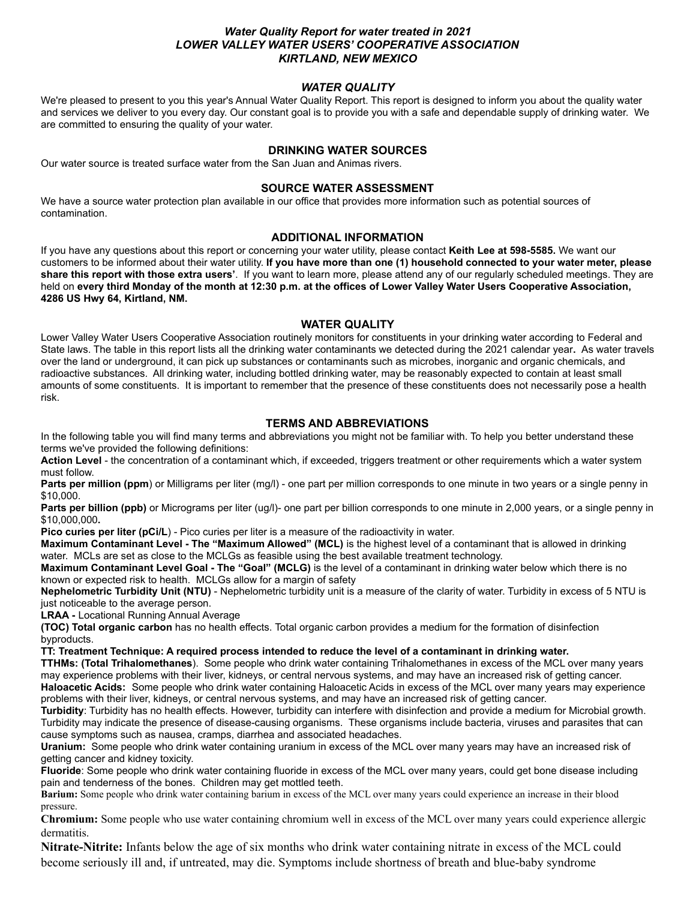***Water Quality Report for water treated in 2021***
***LOWER VALLEY WATER USERS' COOPERATIVE ASSOCIATION***
***KIRTLAND, NEW MEXICO***

## *WATER QUALITY*

We're pleased to present to you this year's Annual Water Quality Report. This report is designed to inform you about the quality water and services we deliver to you every day. Our constant goal is to provide you with a safe and dependable supply of drinking water. We are committed to ensuring the quality of your water.

## DRINKING WATER SOURCES

Our water source is treated surface water from the San Juan and Animas rivers.

## SOURCE WATER ASSESSMENT

We have a source water protection plan available in our office that provides more information such as potential sources of contamination.

## ADDITIONAL INFORMATION

If you have any questions about this report or concerning your water utility, please contact **Keith Lee at 598-5585.** We want our customers to be informed about their water utility. **If you have more than one (1) household connected to your water meter, please share this report with those extra users'**. If you want to learn more, please attend any of our regularly scheduled meetings. They are held on **every third Monday of the month at 12:30 p.m. at the offices of Lower Valley Water Users Cooperative Association, 4286 US Hwy 64, Kirtland, NM.**

## WATER QUALITY

Lower Valley Water Users Cooperative Association routinely monitors for constituents in your drinking water according to Federal and State laws. The table in this report lists all the drinking water contaminants we detected during the 2021 calendar year**.** As water travels over the land or underground, it can pick up substances or contaminants such as microbes, inorganic and organic chemicals, and radioactive substances. All drinking water, including bottled drinking water, may be reasonably expected to contain at least small amounts of some constituents. It is important to remember that the presence of these constituents does not necessarily pose a health risk.

## TERMS AND ABBREVIATIONS

In the following table you will find many terms and abbreviations you might not be familiar with. To help you better understand these terms we've provided the following definitions:

**Action Level** - the concentration of a contaminant which, if exceeded, triggers treatment or other requirements which a water system must follow.

**Parts per million (ppm**) or Milligrams per liter (mg/l) - one part per million corresponds to one minute in two years or a single penny in $10,000.

**Parts per billion (ppb)** or Micrograms per liter (ug/l)- one part per billion corresponds to one minute in 2,000 years, or a single penny in $10,000,000**.**

**Pico curies per liter (pCi/L**) - Pico curies per liter is a measure of the radioactivity in water.

**Maximum Contaminant Level - The "Maximum Allowed" (MCL)** is the highest level of a contaminant that is allowed in drinking water. MCLs are set as close to the MCLGs as feasible using the best available treatment technology.

**Maximum Contaminant Level Goal - The "Goal" (MCLG)** is the level of a contaminant in drinking water below which there is no known or expected risk to health. MCLGs allow for a margin of safety

**Nephelometric Turbidity Unit (NTU)** - Nephelometric turbidity unit is a measure of the clarity of water. Turbidity in excess of 5 NTU is just noticeable to the average person.

**LRAA -** Locational Running Annual Average

**(TOC) Total organic carbon** has no health effects. Total organic carbon provides a medium for the formation of disinfection byproducts.

**TT: Treatment Technique: A required process intended to reduce the level of a contaminant in drinking water.**

**TTHMs: (Total Trihalomethanes**). Some people who drink water containing Trihalomethanes in excess of the MCL over many years may experience problems with their liver, kidneys, or central nervous systems, and may have an increased risk of getting cancer.

**Haloacetic Acids:** Some people who drink water containing Haloacetic Acids in excess of the MCL over many years may experience problems with their liver, kidneys, or central nervous systems, and may have an increased risk of getting cancer.

**Turbidity**: Turbidity has no health effects. However, turbidity can interfere with disinfection and provide a medium for Microbial growth. Turbidity may indicate the presence of disease-causing organisms. These organisms include bacteria, viruses and parasites that can cause symptoms such as nausea, cramps, diarrhea and associated headaches.

**Uranium:** Some people who drink water containing uranium in excess of the MCL over many years may have an increased risk of getting cancer and kidney toxicity.

**Fluoride**: Some people who drink water containing fluoride in excess of the MCL over many years, could get bone disease including pain and tenderness of the bones. Children may get mottled teeth.

**Barium:** Some people who drink water containing barium in excess of the MCL over many years could experience an increase in their blood pressure.

**Chromium:** Some people who use water containing chromium well in excess of the MCL over many years could experience allergic dermatitis.

**Nitrate-Nitrite:** Infants below the age of six months who drink water containing nitrate in excess of the MCL could become seriously ill and, if untreated, may die. Symptoms include shortness of breath and blue-baby syndrome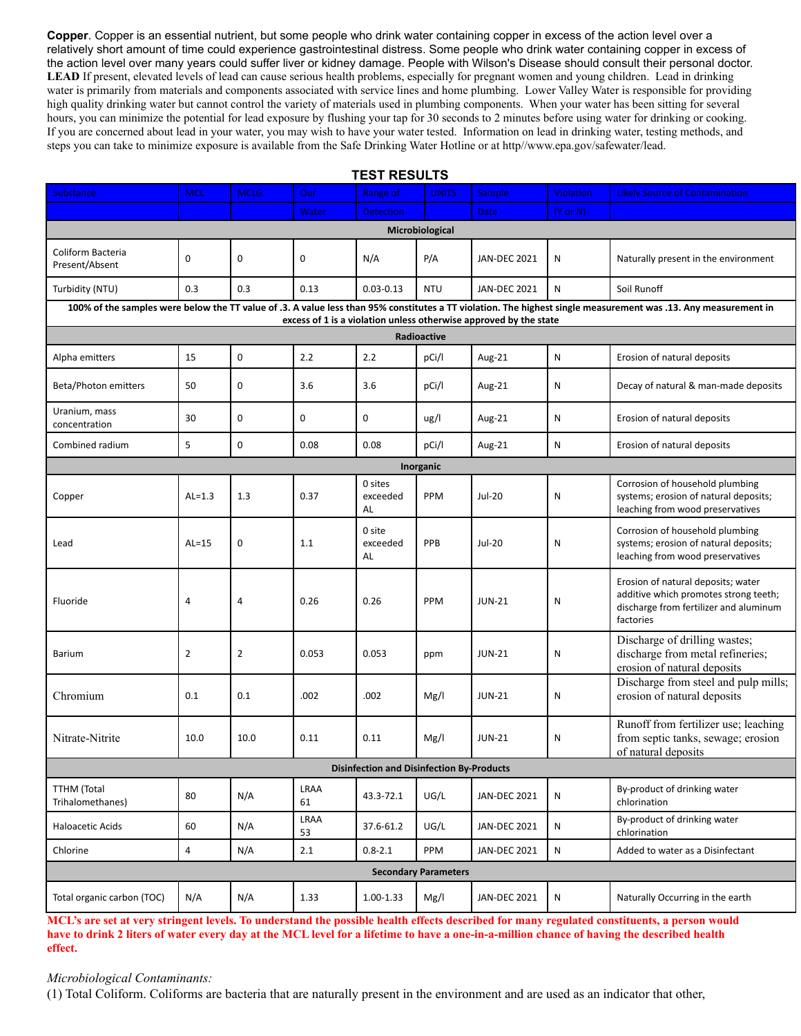**Copper**. Copper is an essential nutrient, but some people who drink water containing copper in excess of the action level over a relatively short amount of time could experience gastrointestinal distress. Some people who drink water containing copper in excess of the action level over many years could suffer liver or kidney damage. People with Wilson's Disease should consult their personal doctor.

**LEAD** If present, elevated levels of lead can cause serious health problems, especially for pregnant women and young children. Lead in drinking water is primarily from materials and components associated with service lines and home plumbing. Lower Valley Water is responsible for providing high quality drinking water but cannot control the variety of materials used in plumbing components. When your water has been sitting for several hours, you can minimize the potential for lead exposure by flushing your tap for 30 seconds to 2 minutes before using water for drinking or cooking. If you are concerned about lead in your water, you may wish to have your water tested. Information on lead in drinking water, testing methods, and steps you can take to minimize exposure is available from the Safe Drinking Water Hotline or at http//www.epa.gov/safewater/lead.

## TEST RESULTS

| Substance | MCL | MCLG | Our Water | Range of Detection | UNITS | Sample Date | Violation (Y or N) | Likely Source of Contamination |
|---|---|---|---|---|---|---|---|---|
| **Microbiological** | | | | | | | | |
| Coliform Bacteria Present/Absent | 0 | 0 | 0 | N/A | P/A | JAN-DEC 2021 | N | Naturally present in the environment |
| Turbidity (NTU) | 0.3 | 0.3 | 0.13 | 0.03-0.13 | NTU | JAN-DEC 2021 | N | Soil Runoff |
| **100% of the samples were below the TT value of .3. A value less than 95% constitutes a TT violation. The highest single measurement was .13. Any measurement in excess of 1 is a violation unless otherwise approved by the state** | | | | | | | | |
| **Radioactive** | | | | | | | | |
| Alpha emitters | 15 | 0 | 2.2 | 2.2 | pCi/l | Aug-21 | N | Erosion of natural deposits |
| Beta/Photon emitters | 50 | 0 | 3.6 | 3.6 | pCi/l | Aug-21 | N | Decay of natural & man-made deposits |
| Uranium, mass concentration | 30 | 0 | 0 | 0 | ug/l | Aug-21 | N | Erosion of natural deposits |
| Combined radium | 5 | 0 | 0.08 | 0.08 | pCi/l | Aug-21 | N | Erosion of natural deposits |
| **Inorganic** | | | | | | | | |
| Copper | AL=1.3 | 1.3 | 0.37 | 0 sites exceeded AL | PPM | Jul-20 | N | Corrosion of household plumbing systems; erosion of natural deposits; leaching from wood preservatives |
| Lead | AL=15 | 0 | 1.1 | 0 site exceeded AL | PPB | Jul-20 | N | Corrosion of household plumbing systems; erosion of natural deposits; leaching from wood preservatives |
| Fluoride | 4 | 4 | 0.26 | 0.26 | PPM | JUN-21 | N | Erosion of natural deposits; water additive which promotes strong teeth; discharge from fertilizer and aluminum factories |
| Barium | 2 | 2 | 0.053 | 0.053 | ppm | JUN-21 | N | Discharge of drilling wastes; discharge from metal refineries; erosion of natural deposits |
| Chromium | 0.1 | 0.1 | .002 | .002 | Mg/l | JUN-21 | N | Discharge from steel and pulp mills; erosion of natural deposits |
| Nitrate-Nitrite | 10.0 | 10.0 | 0.11 | 0.11 | Mg/l | JUN-21 | N | Runoff from fertilizer use; leaching from septic tanks, sewage; erosion of natural deposits |
| **Disinfection and Disinfection By-Products** | | | | | | | | |
| TTHM (Total Trihalomethanes) | 80 | N/A | LRAA 61 | 43.3-72.1 | UG/L | JAN-DEC 2021 | N | By-product of drinking water chlorination |
| Haloacetic Acids | 60 | N/A | LRAA 53 | 37.6-61.2 | UG/L | JAN-DEC 2021 | N | By-product of drinking water chlorination |
| Chlorine | 4 | N/A | 2.1 | 0.8-2.1 | PPM | JAN-DEC 2021 | N | Added to water as a Disinfectant |
| **Secondary Parameters** | | | | | | | | |
| Total organic carbon (TOC) | N/A | N/A | 1.33 | 1.00-1.33 | Mg/l | JAN-DEC 2021 | N | Naturally Occurring in the earth |

**MCL's are set at very stringent levels. To understand the possible health effects described for many regulated constituents, a person would have to drink 2 liters of water every day at the MCL level for a lifetime to have a one-in-a-million chance of having the described health effect.**

*Microbiological Contaminants:*

(1) Total Coliform. Coliforms are bacteria that are naturally present in the environment and are used as an indicator that other,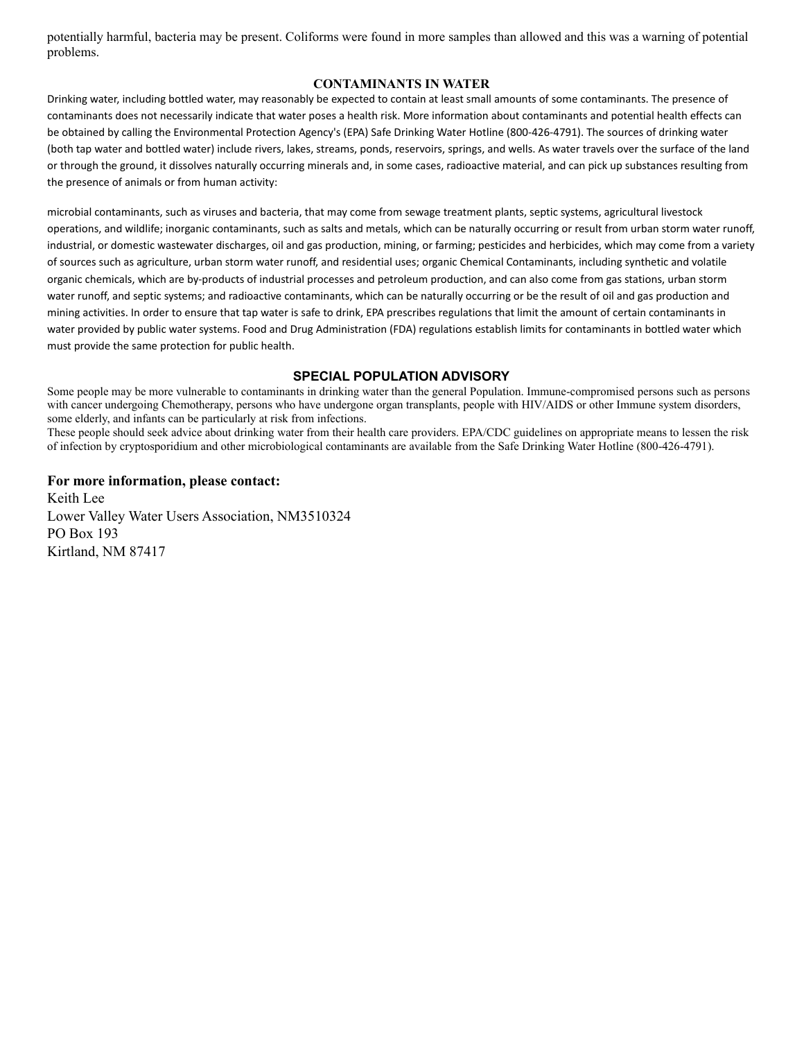potentially harmful, bacteria may be present. Coliforms were found in more samples than allowed and this was a warning of potential problems.

## CONTAMINANTS IN WATER

Drinking water, including bottled water, may reasonably be expected to contain at least small amounts of some contaminants. The presence of contaminants does not necessarily indicate that water poses a health risk. More information about contaminants and potential health effects can be obtained by calling the Environmental Protection Agency's (EPA) Safe Drinking Water Hotline (800-426-4791). The sources of drinking water (both tap water and bottled water) include rivers, lakes, streams, ponds, reservoirs, springs, and wells. As water travels over the surface of the land or through the ground, it dissolves naturally occurring minerals and, in some cases, radioactive material, and can pick up substances resulting from the presence of animals or from human activity:

microbial contaminants, such as viruses and bacteria, that may come from sewage treatment plants, septic systems, agricultural livestock operations, and wildlife; inorganic contaminants, such as salts and metals, which can be naturally occurring or result from urban storm water runoff, industrial, or domestic wastewater discharges, oil and gas production, mining, or farming; pesticides and herbicides, which may come from a variety of sources such as agriculture, urban storm water runoff, and residential uses; organic Chemical Contaminants, including synthetic and volatile organic chemicals, which are by-products of industrial processes and petroleum production, and can also come from gas stations, urban storm water runoff, and septic systems; and radioactive contaminants, which can be naturally occurring or be the result of oil and gas production and mining activities. In order to ensure that tap water is safe to drink, EPA prescribes regulations that limit the amount of certain contaminants in water provided by public water systems. Food and Drug Administration (FDA) regulations establish limits for contaminants in bottled water which must provide the same protection for public health.

## SPECIAL POPULATION ADVISORY

Some people may be more vulnerable to contaminants in drinking water than the general Population. Immune-compromised persons such as persons with cancer undergoing Chemotherapy, persons who have undergone organ transplants, people with HIV/AIDS or other Immune system disorders, some elderly, and infants can be particularly at risk from infections.
These people should seek advice about drinking water from their health care providers. EPA/CDC guidelines on appropriate means to lessen the risk of infection by cryptosporidium and other microbiological contaminants are available from the Safe Drinking Water Hotline (800-426-4791).

**For more information, please contact:**

Keith Lee
Lower Valley Water Users Association, NM3510324
PO Box 193
Kirtland, NM 87417